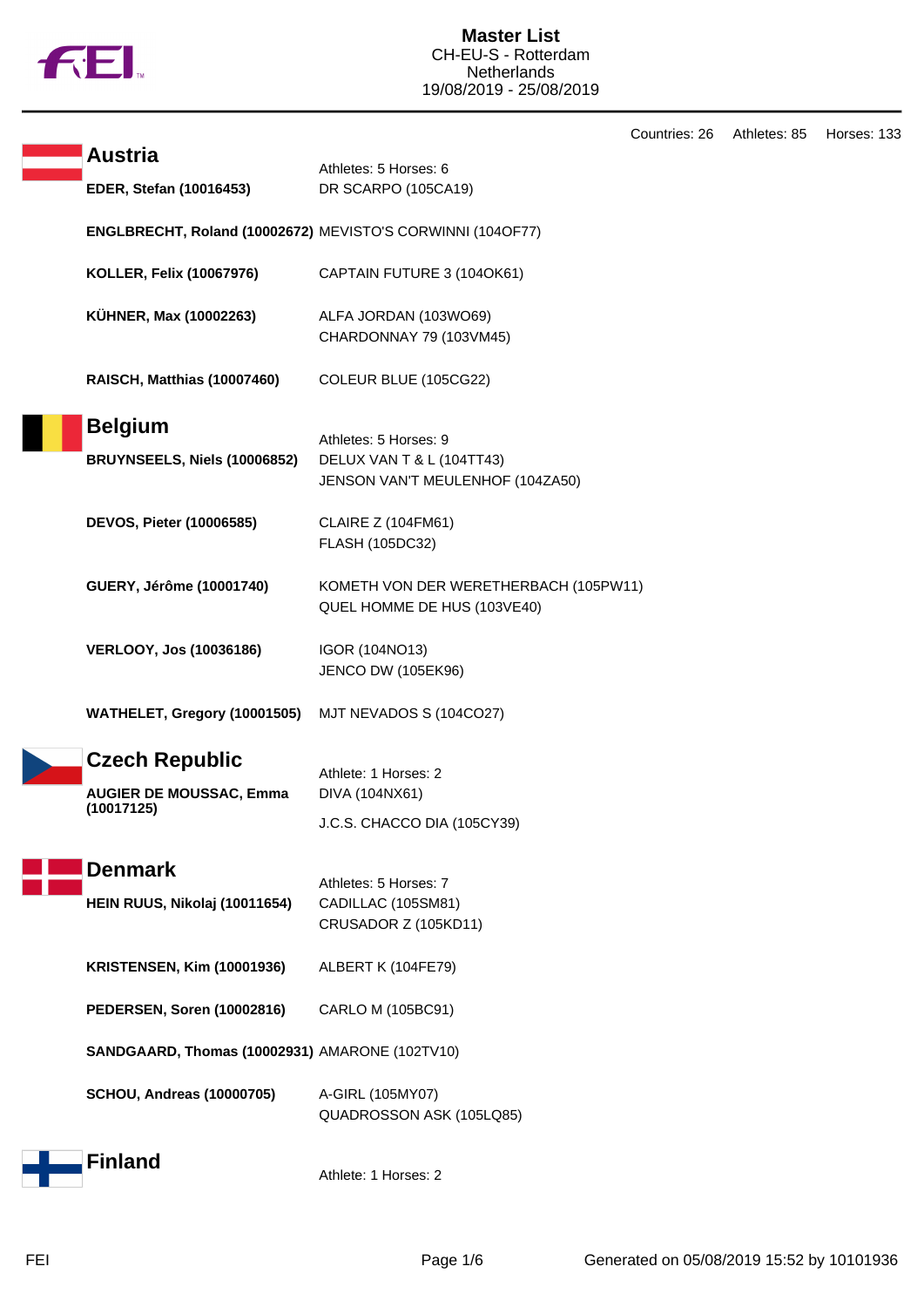# Master List

CH-EU-S - Rotterdam
Netherlands
19/08/2019 - 25/08/2019

Countries: 26 Athletes: 85 Horses: 133

## Austria

Athletes: 5 Horses: 6

| Athlete | Horses |
|---|---|
| **EDER, Stefan (10016453)** | DR SCARPO (105CA19) |
| **ENGLBRECHT, Roland (10002672)** | MEVISTO'S CORWINNI (104OF77) |
| **KOLLER, Felix (10067976)** | CAPTAIN FUTURE 3 (104OK61) |
| **KÜHNER, Max (10002263)** | ALFA JORDAN (103WO69)<br>CHARDONNAY 79 (103VM45) |
| **RAISCH, Matthias (10007460)** | COLEUR BLUE (105CG22) |

## Belgium

Athletes: 5 Horses: 9

| Athlete | Horses |
|---|---|
| **BRUYNSEELS, Niels (10006852)** | DELUX VAN T & L (104TT43)<br>JENSON VAN'T MEULENHOF (104ZA50) |
| **DEVOS, Pieter (10006585)** | CLAIRE Z (104FM61)<br>FLASH (105DC32) |
| **GUERY, Jérôme (10001740)** | KOMETH VON DER WERETHERBACH (105PW11)<br>QUEL HOMME DE HUS (103VE40) |
| **VERLOOY, Jos (10036186)** | IGOR (104NO13)<br>JENCO DW (105EK96) |
| **WATHELET, Gregory (10001505)** | MJT NEVADOS S (104CO27) |

## Czech Republic

Athlete: 1 Horses: 2

| Athlete | Horses |
|---|---|
| **AUGIER DE MOUSSAC, Emma (10017125)** | DIVA (104NX61)<br>J.C.S. CHACCO DIA (105CY39) |

## Denmark

Athletes: 5 Horses: 7

| Athlete | Horses |
|---|---|
| **HEIN RUUS, Nikolaj (10011654)** | CADILLAC (105SM81)<br>CRUSADOR Z (105KD11) |
| **KRISTENSEN, Kim (10001936)** | ALBERT K (104FE79) |
| **PEDERSEN, Soren (10002816)** | CARLO M (105BC91) |
| **SANDGAARD, Thomas (10002931)** | AMARONE (102TV10) |
| **SCHOU, Andreas (10000705)** | A-GIRL (105MY07)<br>QUADROSSON ASK (105LQ85) |

## Finland

Athlete: 1 Horses: 2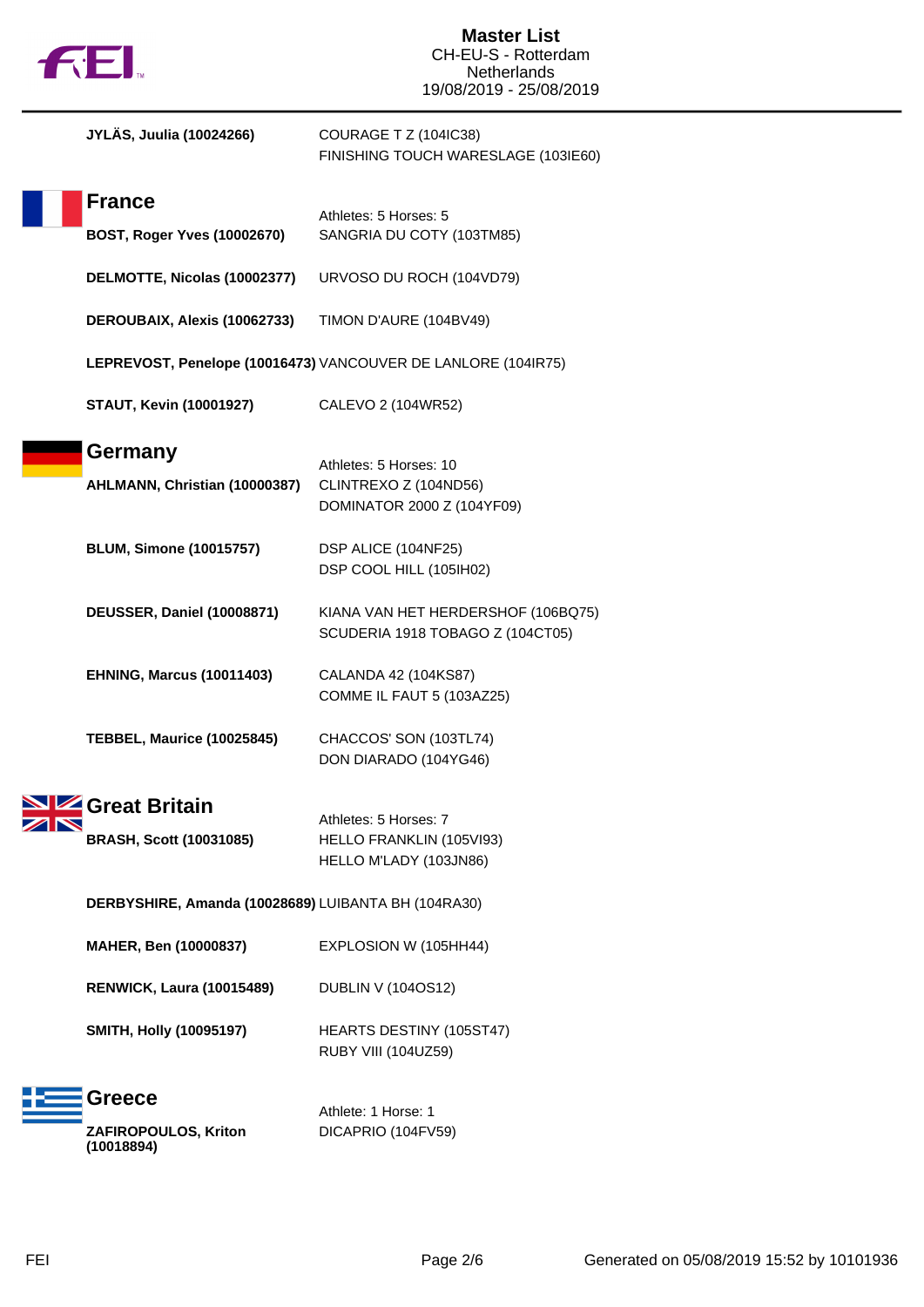**JYLÄS, Juulia (10024266)** COURAGE T Z (104IC38)
FINISHING TOUCH WARESLAGE (103IE60)

## France

Athletes: 5 Horses: 5

**BOST, Roger Yves (10002670)** SANGRIA DU COTY (103TM85)

**DELMOTTE, Nicolas (10002377)** URVOSO DU ROCH (104VD79)

**DEROUBAIX, Alexis (10062733)** TIMON D'AURE (104BV49)

**LEPREVOST, Penelope (10016473)** VANCOUVER DE LANLORE (104IR75)

**STAUT, Kevin (10001927)** CALEVO 2 (104WR52)

## Germany

Athletes: 5 Horses: 10

**AHLMANN, Christian (10000387)** CLINTREXO Z (104ND56)
DOMINATOR 2000 Z (104YF09)

**BLUM, Simone (10015757)** DSP ALICE (104NF25)
DSP COOL HILL (105IH02)

**DEUSSER, Daniel (10008871)** KIANA VAN HET HERDERSHOF (106BQ75)
SCUDERIA 1918 TOBAGO Z (104CT05)

**EHNING, Marcus (10011403)** CALANDA 42 (104KS87)
COMME IL FAUT 5 (103AZ25)

**TEBBEL, Maurice (10025845)** CHACCOS' SON (103TL74)
DON DIARADO (104YG46)

## Great Britain

Athletes: 5 Horses: 7

**BRASH, Scott (10031085)** HELLO FRANKLIN (105VI93)
HELLO M'LADY (103JN86)

**DERBYSHIRE, Amanda (10028689)** LUIBANTA BH (104RA30)

**MAHER, Ben (10000837)** EXPLOSION W (105HH44)

**RENWICK, Laura (10015489)** DUBLIN V (104OS12)

**SMITH, Holly (10095197)** HEARTS DESTINY (105ST47)
RUBY VIII (104UZ59)

## Greece

Athlete: 1 Horse: 1

**ZAFIROPOULOS, Kriton (10018894)** DICAPRIO (104FV59)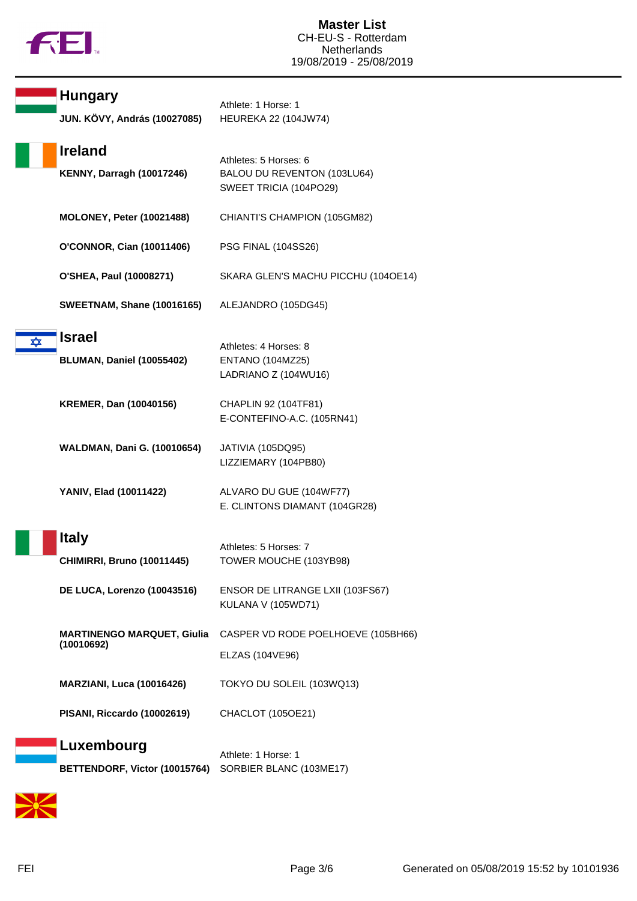## Hungary

Athlete: 1 Horse: 1

**JUN. KÖVY, András (10027085)** — HEUREKA 22 (104JW74)

## Ireland

Athletes: 5 Horses: 6

**KENNY, Darragh (10017246)** — BALOU DU REVENTON (103LU64), SWEET TRICIA (104PO29)

**MOLONEY, Peter (10021488)** — CHIANTI'S CHAMPION (105GM82)

**O'CONNOR, Cian (10011406)** — PSG FINAL (104SS26)

**O'SHEA, Paul (10008271)** — SKARA GLEN'S MACHU PICCHU (104OE14)

**SWEETNAM, Shane (10016165)** — ALEJANDRO (105DG45)

## Israel

Athletes: 4 Horses: 8

**BLUMAN, Daniel (10055402)** — ENTANO (104MZ25), LADRIANO Z (104WU16)

**KREMER, Dan (10040156)** — CHAPLIN 92 (104TF81), E-CONTEFINO-A.C. (105RN41)

**WALDMAN, Dani G. (10010654)** — JATIVIA (105DQ95), LIZZIEMARY (104PB80)

**YANIV, Elad (10011422)** — ALVARO DU GUE (104WF77), E. CLINTONS DIAMANT (104GR28)

## Italy

Athletes: 5 Horses: 7

**CHIMIRRI, Bruno (10011445)** — TOWER MOUCHE (103YB98)

**DE LUCA, Lorenzo (10043516)** — ENSOR DE LITRANGE LXII (103FS67), KULANA V (105WD71)

**MARTINENGO MARQUET, Giulia (10010692)** — CASPER VD RODE POELHOEVE (105BH66), ELZAS (104VE96)

**MARZIANI, Luca (10016426)** — TOKYO DU SOLEIL (103WQ13)

**PISANI, Riccardo (10002619)** — CHACLOT (105OE21)

## Luxembourg

Athlete: 1 Horse: 1

**BETTENDORF, Victor (10015764)** — SORBIER BLANC (103ME17)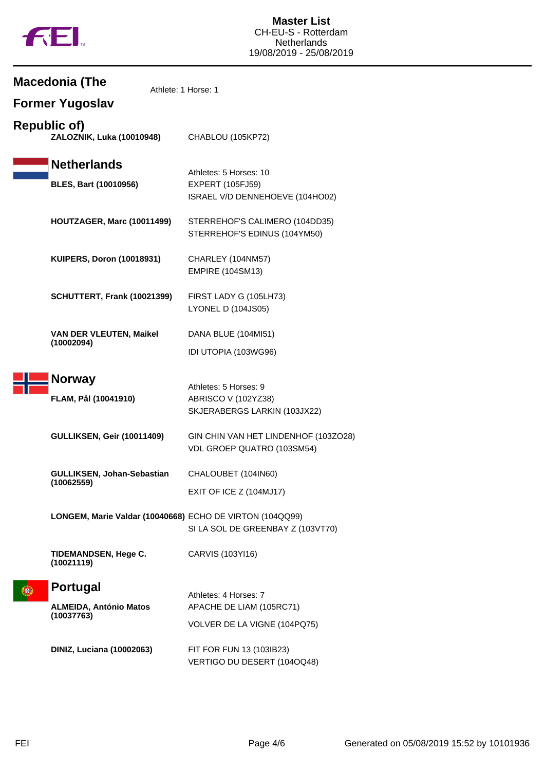## Macedonia (The Former Yugoslav Republic of)

Athlete: 1 Horse: 1

| Athlete | Horse |
|---|---|
| **ZALOZNIK, Luka (10010948)** | CHABLOU (105KP72) |

## Netherlands

Athletes: 5 Horses: 10

| Athlete | Horse |
|---|---|
| **BLES, Bart (10010956)** | EXPERT (105FJ59) |
| | ISRAEL V/D DENNEHOEVE (104HO02) |
| **HOUTZAGER, Marc (10011499)** | STERREHOF'S CALIMERO (104DD35) |
| | STERREHOF'S EDINUS (104YM50) |
| **KUIPERS, Doron (10018931)** | CHARLEY (104NM57) |
| | EMPIRE (104SM13) |
| **SCHUTTERT, Frank (10021399)** | FIRST LADY G (105LH73) |
| | LYONEL D (104JS05) |
| **VAN DER VLEUTEN, Maikel (10002094)** | DANA BLUE (104MI51) |
| | IDI UTOPIA (103WG96) |

## Norway

Athletes: 5 Horses: 9

| Athlete | Horse |
|---|---|
| **FLAM, Pål (10041910)** | ABRISCO V (102YZ38) |
| | SKJERABERGS LARKIN (103JX22) |
| **GULLIKSEN, Geir (10011409)** | GIN CHIN VAN HET LINDENHOF (103ZO28) |
| | VDL GROEP QUATRO (103SM54) |
| **GULLIKSEN, Johan-Sebastian (10062559)** | CHALOUBET (104IN60) |
| | EXIT OF ICE Z (104MJ17) |
| **LONGEM, Marie Valdar (10040668)** | ECHO DE VIRTON (104QQ99) |
| | SI LA SOL DE GREENBAY Z (103VT70) |
| **TIDEMANDSEN, Hege C. (10021119)** | CARVIS (103YI16) |

## Portugal

Athletes: 4 Horses: 7

| Athlete | Horse |
|---|---|
| **ALMEIDA, António Matos (10037763)** | APACHE DE LIAM (105RC71) |
| | VOLVER DE LA VIGNE (104PQ75) |
| **DINIZ, Luciana (10002063)** | FIT FOR FUN 13 (103IB23) |
| | VERTIGO DU DESERT (104OQ48) |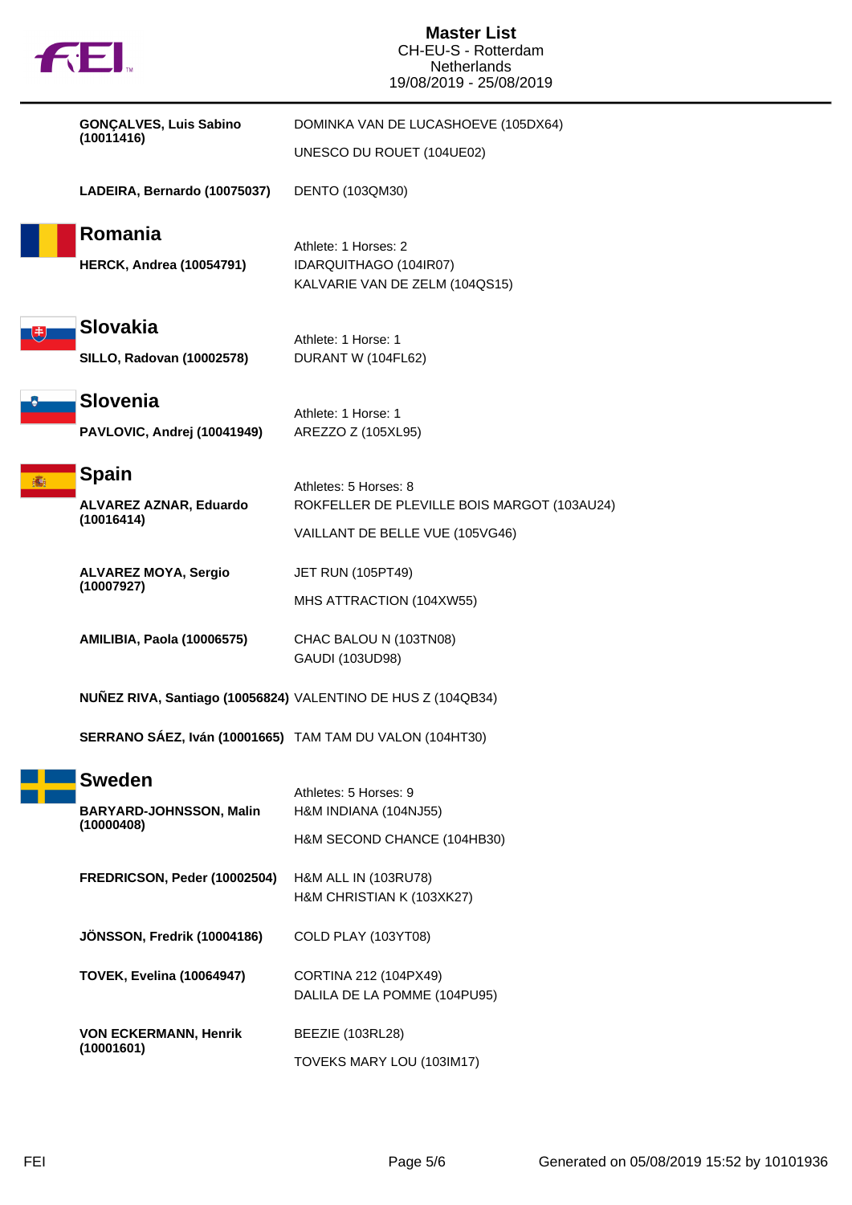**GONÇALVES, Luis Sabino (10011416)** DOMINKA VAN DE LUCASHOEVE (105DX64)

UNESCO DU ROUET (104UE02)

**LADEIRA, Bernardo (10075037)** DENTO (103QM30)

## Romania

Athlete: 1 Horses: 2

**HERCK, Andrea (10054791)** IDARQUITHAGO (104IR07)

KALVARIE VAN DE ZELM (104QS15)

## Slovakia

Athlete: 1 Horse: 1

**SILLO, Radovan (10002578)** DURANT W (104FL62)

## Slovenia

Athlete: 1 Horse: 1

**PAVLOVIC, Andrej (10041949)** AREZZO Z (105XL95)

## Spain

Athletes: 5 Horses: 8

**ALVAREZ AZNAR, Eduardo (10016414)** ROKFELLER DE PLEVILLE BOIS MARGOT (103AU24)

VAILLANT DE BELLE VUE (105VG46)

**ALVAREZ MOYA, Sergio (10007927)** JET RUN (105PT49)

MHS ATTRACTION (104XW55)

**AMILIBIA, Paola (10006575)** CHAC BALOU N (103TN08)

GAUDI (103UD98)

**NUÑEZ RIVA, Santiago (10056824)** VALENTINO DE HUS Z (104QB34)

**SERRANO SÁEZ, Iván (10001665)** TAM TAM DU VALON (104HT30)

## Sweden

Athletes: 5 Horses: 9

**BARYARD-JOHNSSON, Malin (10000408)** H&M INDIANA (104NJ55)

H&M SECOND CHANCE (104HB30)

**FREDRICSON, Peder (10002504)** H&M ALL IN (103RU78)

H&M CHRISTIAN K (103XK27)

**JÖNSSON, Fredrik (10004186)** COLD PLAY (103YT08)

**TOVEK, Evelina (10064947)** CORTINA 212 (104PX49)

DALILA DE LA POMME (104PU95)

**VON ECKERMANN, Henrik (10001601)** BEEZIE (103RL28)

TOVEKS MARY LOU (103IM17)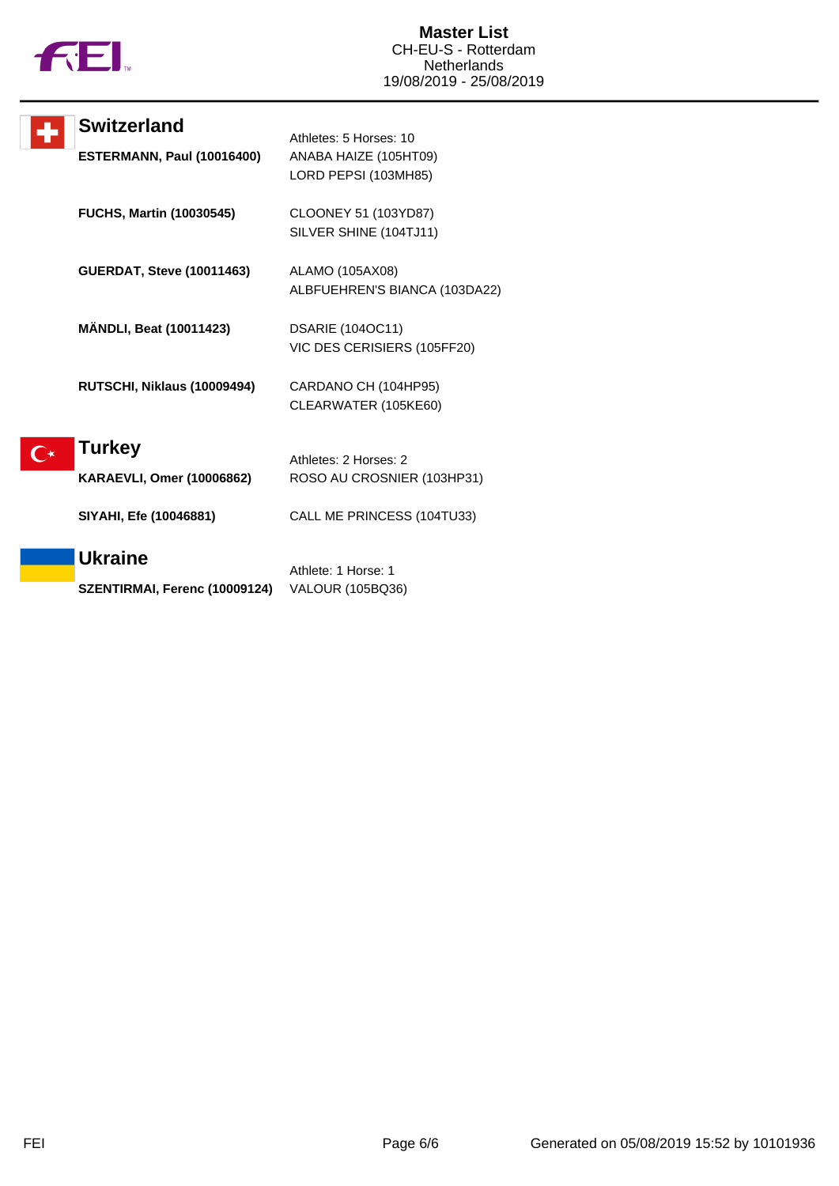**Master List**
CH-EU-S - Rotterdam
Netherlands
19/08/2019 - 25/08/2019

## Switzerland

Athletes: 5 Horses: 10

| | |
|---|---|
| **ESTERMANN, Paul (10016400)** | ANABA HAIZE (105HT09)<br>LORD PEPSI (103MH85) |
| **FUCHS, Martin (10030545)** | CLOONEY 51 (103YD87)<br>SILVER SHINE (104TJ11) |
| **GUERDAT, Steve (10011463)** | ALAMO (105AX08)<br>ALBFUEHREN'S BIANCA (103DA22) |
| **MÄNDLI, Beat (10011423)** | DSARIE (104OC11)<br>VIC DES CERISIERS (105FF20) |
| **RUTSCHI, Niklaus (10009494)** | CARDANO CH (104HP95)<br>CLEARWATER (105KE60) |

## Turkey

Athletes: 2 Horses: 2

| | |
|---|---|
| **KARAEVLI, Omer (10006862)** | ROSO AU CROSNIER (103HP31) |
| **SIYAHI, Efe (10046881)** | CALL ME PRINCESS (104TU33) |

## Ukraine

Athlete: 1 Horse: 1

| | |
|---|---|
| **SZENTIRMAI, Ferenc (10009124)** | VALOUR (105BQ36) |

Generated on 05/08/2019 15:52 by 10101936